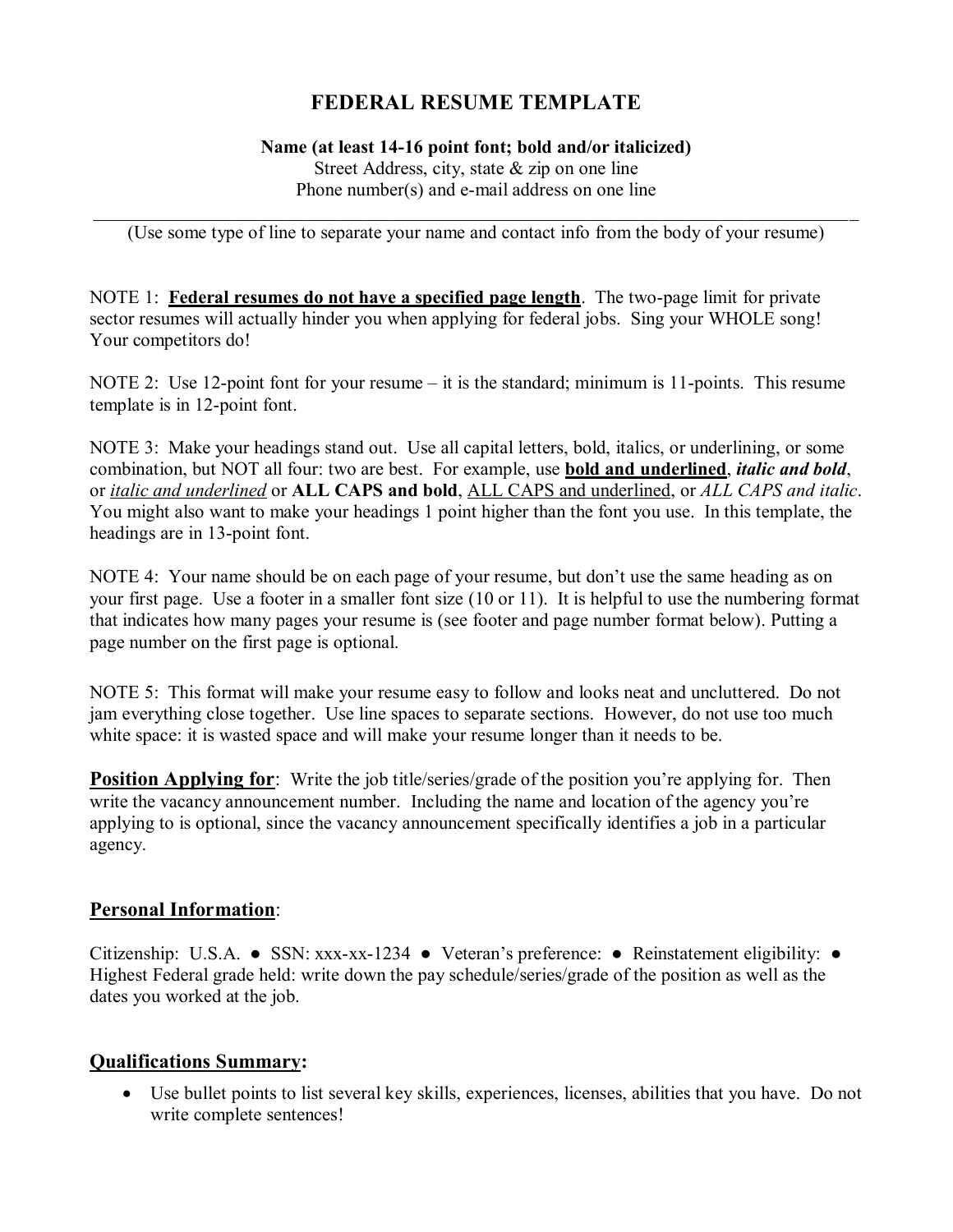# FEDERAL RESUME TEMPLATE

**Name (at least 14-16 point font; bold and/or italicized)**
Street Address, city, state & zip on one line
Phone number(s) and e-mail address on one line

---

(Use some type of line to separate your name and contact info from the body of your resume)

NOTE 1: **Federal resumes do not have a specified page length**. The two-page limit for private sector resumes will actually hinder you when applying for federal jobs. Sing your WHOLE song! Your competitors do!

NOTE 2: Use 12-point font for your resume – it is the standard; minimum is 11-points. This resume template is in 12-point font.

NOTE 3: Make your headings stand out. Use all capital letters, bold, italics, or underlining, or some combination, but NOT all four: two are best. For example, use **bold and underlined**, ***italic and bold***, or *italic and underlined* or **ALL CAPS and bold**, ALL CAPS and underlined, or *ALL CAPS and italic*. You might also want to make your headings 1 point higher than the font you use. In this template, the headings are in 13-point font.

NOTE 4: Your name should be on each page of your resume, but don't use the same heading as on your first page. Use a footer in a smaller font size (10 or 11). It is helpful to use the numbering format that indicates how many pages your resume is (see footer and page number format below). Putting a page number on the first page is optional.

NOTE 5: This format will make your resume easy to follow and looks neat and uncluttered. Do not jam everything close together. Use line spaces to separate sections. However, do not use too much white space: it is wasted space and will make your resume longer than it needs to be.

**Position Applying for**: Write the job title/series/grade of the position you're applying for. Then write the vacancy announcement number. Including the name and location of the agency you're applying to is optional, since the vacancy announcement specifically identifies a job in a particular agency.

## Personal Information:

Citizenship: U.S.A. ● SSN: xxx-xx-1234 ● Veteran's preference: ● Reinstatement eligibility: ● Highest Federal grade held: write down the pay schedule/series/grade of the position as well as the dates you worked at the job.

## Qualifications Summary:

- Use bullet points to list several key skills, experiences, licenses, abilities that you have. Do not write complete sentences!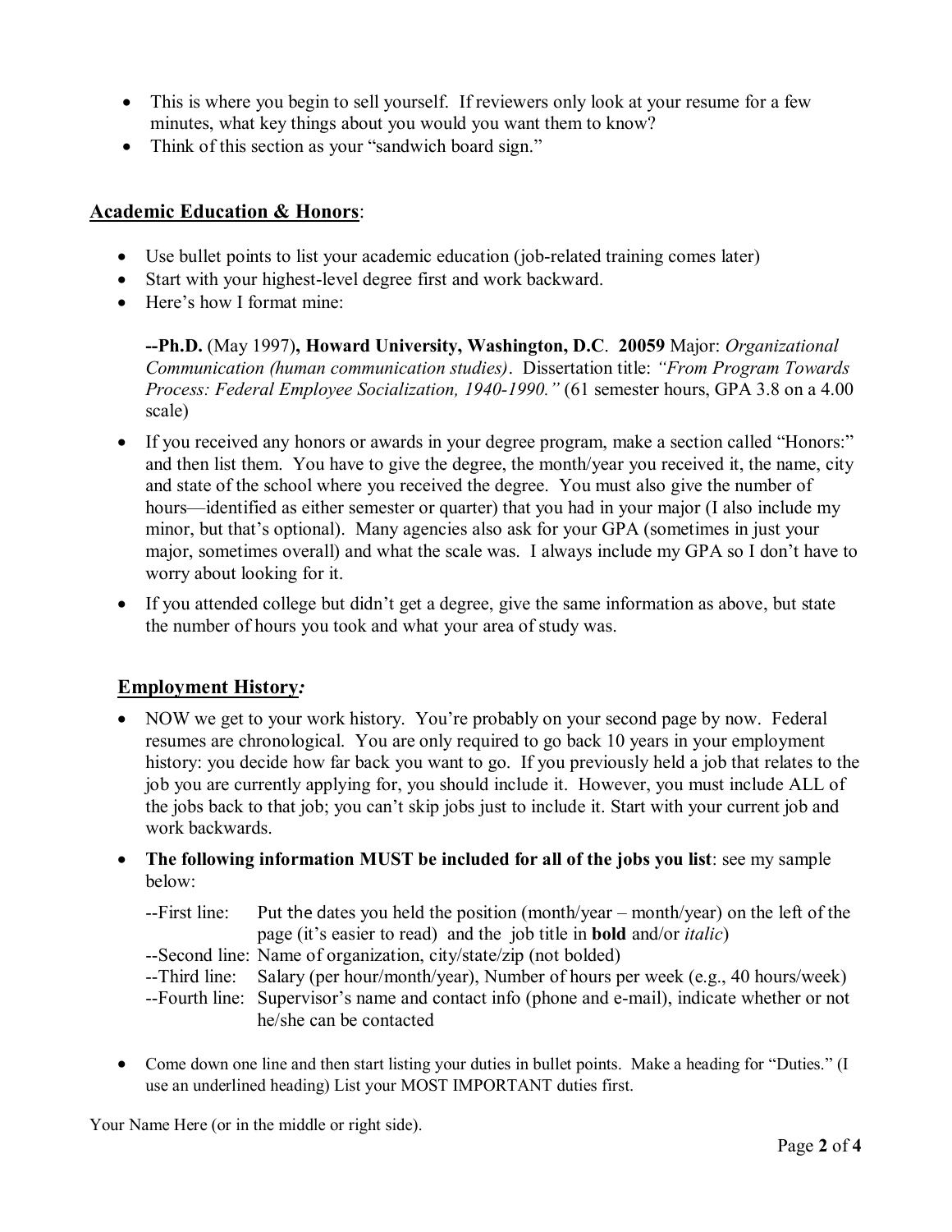- This is where you begin to sell yourself. If reviewers only look at your resume for a few minutes, what key things about you would you want them to know?
- Think of this section as your "sandwich board sign."

## <u>Academic Education & Honors</u>:

- Use bullet points to list your academic education (job-related training comes later)
- Start with your highest-level degree first and work backward.
- Here's how I format mine:

  **--Ph.D.** (May 1997)**, Howard University, Washington, D.C**. **20059** Major: *Organizational Communication (human communication studies)*. Dissertation title: *"From Program Towards Process: Federal Employee Socialization, 1940-1990."* (61 semester hours, GPA 3.8 on a 4.00 scale)

- If you received any honors or awards in your degree program, make a section called "Honors:" and then list them. You have to give the degree, the month/year you received it, the name, city and state of the school where you received the degree. You must also give the number of hours—identified as either semester or quarter) that you had in your major (I also include my minor, but that's optional). Many agencies also ask for your GPA (sometimes in just your major, sometimes overall) and what the scale was. I always include my GPA so I don't have to worry about looking for it.
- If you attended college but didn't get a degree, give the same information as above, but state the number of hours you took and what your area of study was.

## <u>Employment History</u>*:*

- NOW we get to your work history. You're probably on your second page by now. Federal resumes are chronological. You are only required to go back 10 years in your employment history: you decide how far back you want to go. If you previously held a job that relates to the job you are currently applying for, you should include it. However, you must include ALL of the jobs back to that job; you can't skip jobs just to include it. Start with your current job and work backwards.
- **The following information MUST be included for all of the jobs you list**: see my sample below:

  --First line: Put the dates you held the position (month/year – month/year) on the left of the page (it's easier to read) and the job title in **bold** and/or *italic*)
  
  --Second line: Name of organization, city/state/zip (not bolded)
  
  --Third line: Salary (per hour/month/year), Number of hours per week (e.g., 40 hours/week)
  
  --Fourth line: Supervisor's name and contact info (phone and e-mail), indicate whether or not he/she can be contacted

- Come down one line and then start listing your duties in bullet points. Make a heading for "Duties." (I use an underlined heading) List your MOST IMPORTANT duties first.

Your Name Here (or in the middle or right side).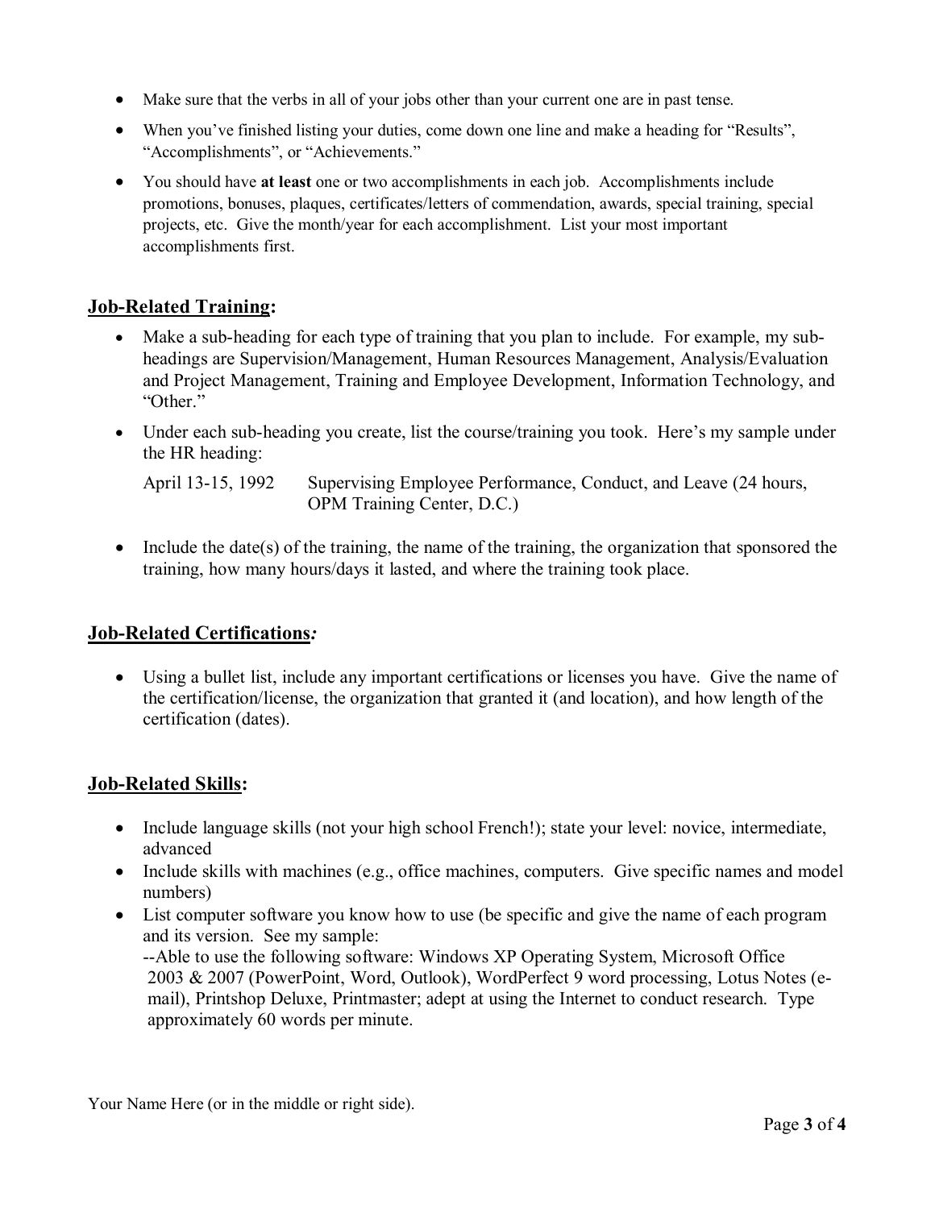- Make sure that the verbs in all of your jobs other than your current one are in past tense.
- When you've finished listing your duties, come down one line and make a heading for "Results", "Accomplishments", or "Achievements."
- You should have **at least** one or two accomplishments in each job. Accomplishments include promotions, bonuses, plaques, certificates/letters of commendation, awards, special training, special projects, etc. Give the month/year for each accomplishment. List your most important accomplishments first.

## <u>Job-Related Training</u>:

- Make a sub-heading for each type of training that you plan to include. For example, my sub-headings are Supervision/Management, Human Resources Management, Analysis/Evaluation and Project Management, Training and Employee Development, Information Technology, and "Other."
- Under each sub-heading you create, list the course/training you took. Here's my sample under the HR heading:

  April 13-15, 1992 Supervising Employee Performance, Conduct, and Leave (24 hours, OPM Training Center, D.C.)

- Include the date(s) of the training, the name of the training, the organization that sponsored the training, how many hours/days it lasted, and where the training took place.

## <u>Job-Related Certifications</u>*:*

- Using a bullet list, include any important certifications or licenses you have. Give the name of the certification/license, the organization that granted it (and location), and how length of the certification (dates).

## <u>Job-Related Skills</u>:

- Include language skills (not your high school French!); state your level: novice, intermediate, advanced
- Include skills with machines (e.g., office machines, computers. Give specific names and model numbers)
- List computer software you know how to use (be specific and give the name of each program and its version. See my sample:
  --Able to use the following software: Windows XP Operating System, Microsoft Office 2003 & 2007 (PowerPoint, Word, Outlook), WordPerfect 9 word processing, Lotus Notes (e-mail), Printshop Deluxe, Printmaster; adept at using the Internet to conduct research. Type approximately 60 words per minute.

Your Name Here (or in the middle or right side).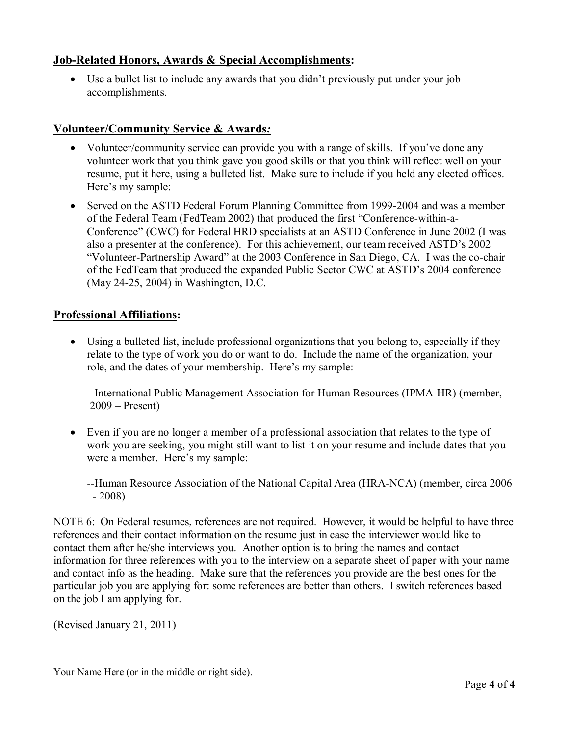**<u>Job-Related Honors, Awards & Special Accomplishments</u>:**

- Use a bullet list to include any awards that you didn't previously put under your job accomplishments.

**<u>Volunteer/Community Service & Awards</u>*:***

- Volunteer/community service can provide you with a range of skills. If you've done any volunteer work that you think gave you good skills or that you think will reflect well on your resume, put it here, using a bulleted list. Make sure to include if you held any elected offices. Here's my sample:
- Served on the ASTD Federal Forum Planning Committee from 1999-2004 and was a member of the Federal Team (FedTeam 2002) that produced the first "Conference-within-a-Conference" (CWC) for Federal HRD specialists at an ASTD Conference in June 2002 (I was also a presenter at the conference). For this achievement, our team received ASTD's 2002 "Volunteer-Partnership Award" at the 2003 Conference in San Diego, CA. I was the co-chair of the FedTeam that produced the expanded Public Sector CWC at ASTD's 2004 conference (May 24-25, 2004) in Washington, D.C.

**<u>Professional Affiliations</u>:**

- Using a bulleted list, include professional organizations that you belong to, especially if they relate to the type of work you do or want to do. Include the name of the organization, your role, and the dates of your membership. Here's my sample:

  --International Public Management Association for Human Resources (IPMA-HR) (member, 2009 – Present)

- Even if you are no longer a member of a professional association that relates to the type of work you are seeking, you might still want to list it on your resume and include dates that you were a member. Here's my sample:

  --Human Resource Association of the National Capital Area (HRA-NCA) (member, circa 2006 - 2008)

NOTE 6: On Federal resumes, references are not required. However, it would be helpful to have three references and their contact information on the resume just in case the interviewer would like to contact them after he/she interviews you. Another option is to bring the names and contact information for three references with you to the interview on a separate sheet of paper with your name and contact info as the heading. Make sure that the references you provide are the best ones for the particular job you are applying for: some references are better than others. I switch references based on the job I am applying for.

(Revised January 21, 2011)

Your Name Here (or in the middle or right side).